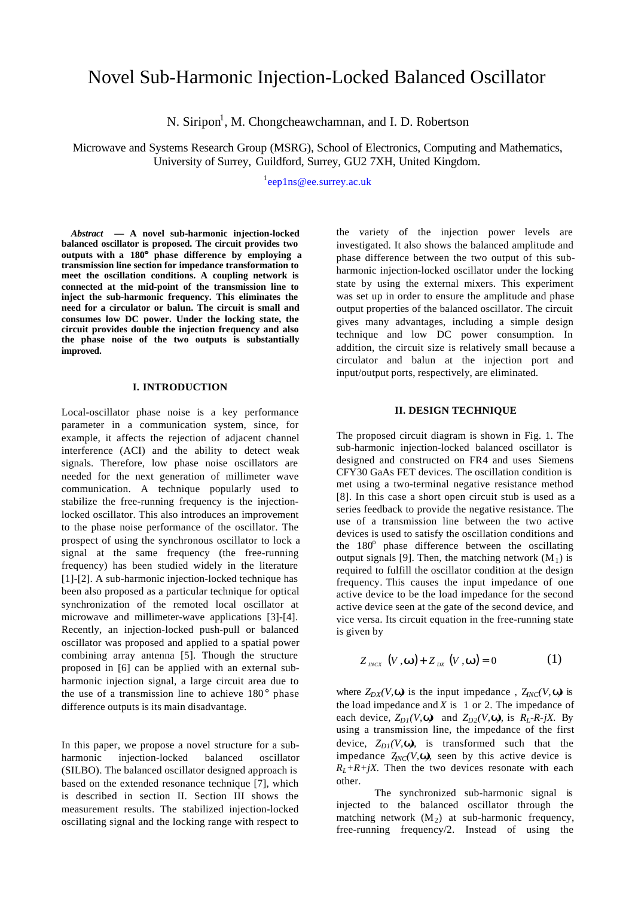# Novel Sub-Harmonic Injection-Locked Balanced Oscillator

N. Siripon[1], M. Chongcheawchamnan, and I. D. Robertson

Microwave and Systems Research Group (MSRG), School of Electronics, Computing and Mathematics, University of Surrey, Guildford, Surrey, GU2 7XH, United Kingdom.

[1]eep1ns@ee.surrey.ac.uk

***Abstract* — A novel sub-harmonic injection-locked balanced oscillator is proposed. The circuit provides two outputs with a 180° phase difference by employing a transmission line section for impedance transformation to meet the oscillation conditions. A coupling network is connected at the mid-point of the transmission line to inject the sub-harmonic frequency. This eliminates the need for a circulator or balun. The circuit is small and consumes low DC power. Under the locking state, the circuit provides double the injection frequency and also the phase noise of the two outputs is substantially improved.**

## I. INTRODUCTION

Local-oscillator phase noise is a key performance parameter in a communication system, since, for example, it affects the rejection of adjacent channel interference (ACI) and the ability to detect weak signals. Therefore, low phase noise oscillators are needed for the next generation of millimeter wave communication. A technique popularly used to stabilize the free-running frequency is the injection-locked oscillator. This also introduces an improvement to the phase noise performance of the oscillator. The prospect of using the synchronous oscillator to lock a signal at the same frequency (the free-running frequency) has been studied widely in the literature [1]-[2]. A sub-harmonic injection-locked technique has been also proposed as a particular technique for optical synchronization of the remoted local oscillator at microwave and millimeter-wave applications [3]-[4]. Recently, an injection-locked push-pull or balanced oscillator was proposed and applied to a spatial power combining array antenna [5]. Though the structure proposed in [6] can be applied with an external sub-harmonic injection signal, a large circuit area due to the use of a transmission line to achieve 180° phase difference outputs is its main disadvantage.

In this paper, we propose a novel structure for a sub-harmonic injection-locked balanced oscillator (SILBO). The balanced oscillator designed approach is based on the extended resonance technique [7], which is described in section II. Section III shows the measurement results. The stabilized injection-locked oscillating signal and the locking range with respect to the variety of the injection power levels are investigated. It also shows the balanced amplitude and phase difference between the two output of this sub-harmonic injection-locked oscillator under the locking state by using the external mixers. This experiment was set up in order to ensure the amplitude and phase output properties of the balanced oscillator. The circuit gives many advantages, including a simple design technique and low DC power consumption. In addition, the circuit size is relatively small because a circulator and balun at the injection port and input/output ports, respectively, are eliminated.

## II. DESIGN TECHNIQUE

The proposed circuit diagram is shown in Fig. 1. The sub-harmonic injection-locked balanced oscillator is designed and constructed on FR4 and uses Siemens CFY30 GaAs FET devices. The oscillation condition is met using a two-terminal negative resistance method [8]. In this case a short open circuit stub is used as a series feedback to provide the negative resistance. The use of a transmission line between the two active devices is used to satisfy the oscillation conditions and the 180° phase difference between the oscillating output signals [9]. Then, the matching network ($M_1$) is required to fulfill the oscillator condition at the design frequency. This causes the input impedance of one active device to be the load impedance for the second active device seen at the gate of the second device, and vice versa. Its circuit equation in the free-running state is given by

$$Z_{INCX}(V,\omega) + Z_{DX}(V,\omega) = 0 \qquad (1)$$

where $Z_{DX}(V,\omega)$ is the input impedance , $Z_{INC}(V,\omega)$ is the load impedance and $X$ is 1 or 2. The impedance of each device, $Z_{D1}(V,\omega)$ and $Z_{D2}(V,\omega)$, is $R_L$-$R$-$jX$. By using a transmission line, the impedance of the first device, $Z_{D1}(V,\omega)$, is transformed such that the impedance $Z_{INC}(V,\omega)$, seen by this active device is $R_L$+$R$+$jX$. Then the two devices resonate with each other.

The synchronized sub-harmonic signal is injected to the balanced oscillator through the matching network ($M_2$) at sub-harmonic frequency, free-running frequency/2. Instead of using the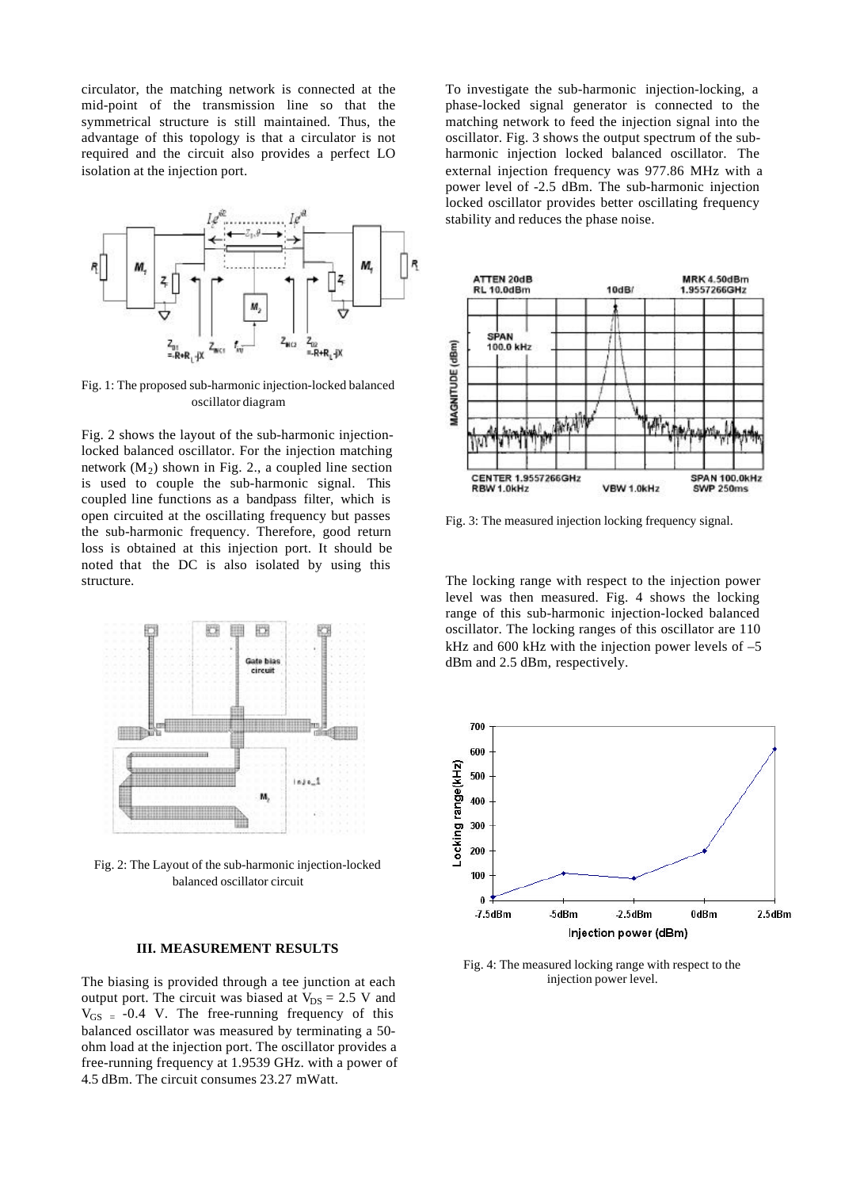circulator, the matching network is connected at the mid-point of the transmission line so that the symmetrical structure is still maintained. Thus, the advantage of this topology is that a circulator is not required and the circuit also provides a perfect LO isolation at the injection port.

Fig. 1: The proposed sub-harmonic injection-locked balanced oscillator diagram

Fig. 2 shows the layout of the sub-harmonic injection-locked balanced oscillator. For the injection matching network ($M_2$) shown in Fig. 2., a coupled line section is used to couple the sub-harmonic signal. This coupled line functions as a bandpass filter, which is open circuited at the oscillating frequency but passes the sub-harmonic frequency. Therefore, good return loss is obtained at this injection port. It should be noted that the DC is also isolated by using this structure.

Fig. 2: The Layout of the sub-harmonic injection-locked balanced oscillator circuit

### III. MEASUREMENT RESULTS

The biasing is provided through a tee junction at each output port. The circuit was biased at $V_{DS}$ = 2.5 V and $V_{GS}$ = -0.4 V. The free-running frequency of this balanced oscillator was measured by terminating a 50-ohm load at the injection port. The oscillator provides a free-running frequency at 1.9539 GHz. with a power of 4.5 dBm. The circuit consumes 23.27 mWatt.

To investigate the sub-harmonic injection-locking, a phase-locked signal generator is connected to the matching network to feed the injection signal into the oscillator. Fig. 3 shows the output spectrum of the sub-harmonic injection locked balanced oscillator. The external injection frequency was 977.86 MHz with a power level of -2.5 dBm. The sub-harmonic injection locked oscillator provides better oscillating frequency stability and reduces the phase noise.

Fig. 3: The measured injection locking frequency signal.

The locking range with respect to the injection power level was then measured. Fig. 4 shows the locking range of this sub-harmonic injection-locked balanced oscillator. The locking ranges of this oscillator are 110 kHz and 600 kHz with the injection power levels of –5 dBm and 2.5 dBm, respectively.

Fig. 4: The measured locking range with respect to the injection power level.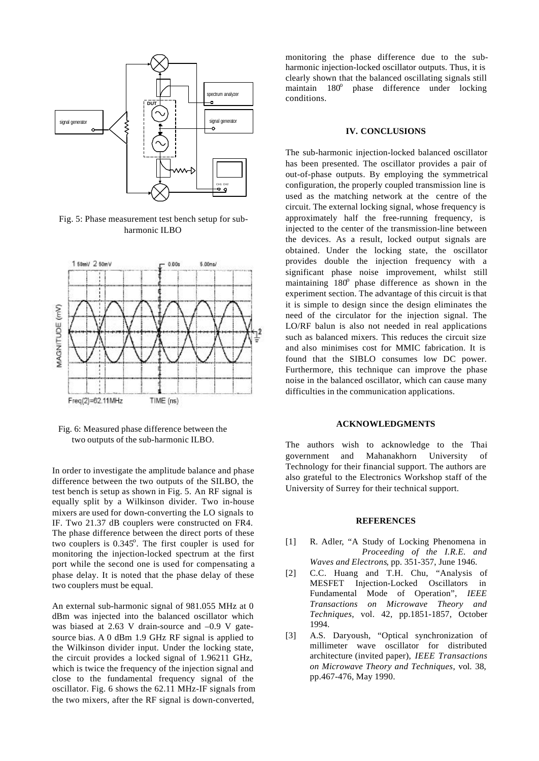Fig. 5: Phase measurement test bench setup for sub-harmonic ILBO

Fig. 6: Measured phase difference between the two outputs of the sub-harmonic ILBO.

In order to investigate the amplitude balance and phase difference between the two outputs of the SILBO, the test bench is setup as shown in Fig. 5. An RF signal is equally split by a Wilkinson divider. Two in-house mixers are used for down-converting the LO signals to IF. Two 21.37 dB couplers were constructed on FR4. The phase difference between the direct ports of these two couplers is 0.345$^o$. The first coupler is used for monitoring the injection-locked spectrum at the first port while the second one is used for compensating a phase delay. It is noted that the phase delay of these two couplers must be equal.

An external sub-harmonic signal of 981.055 MHz at 0 dBm was injected into the balanced oscillator which was biased at 2.63 V drain-source and –0.9 V gate-source bias. A 0 dBm 1.9 GHz RF signal is applied to the Wilkinson divider input. Under the locking state, the circuit provides a locked signal of 1.96211 GHz, which is twice the frequency of the injection signal and close to the fundamental frequency signal of the oscillator. Fig. 6 shows the 62.11 MHz-IF signals from the two mixers, after the RF signal is down-converted, monitoring the phase difference due to the sub-harmonic injection-locked oscillator outputs. Thus, it is clearly shown that the balanced oscillating signals still maintain 180$^o$ phase difference under locking conditions.

## IV. CONCLUSIONS

The sub-harmonic injection-locked balanced oscillator has been presented. The oscillator provides a pair of out-of-phase outputs. By employing the symmetrical configuration, the properly coupled transmission line is used as the matching network at the centre of the circuit. The external locking signal, whose frequency is approximately half the free-running frequency, is injected to the center of the transmission-line between the devices. As a result, locked output signals are obtained. Under the locking state, the oscillator provides double the injection frequency with a significant phase noise improvement, whilst still maintaining 180$^o$ phase difference as shown in the experiment section. The advantage of this circuit is that it is simple to design since the design eliminates the need of the circulator for the injection signal. The LO/RF balun is also not needed in real applications such as balanced mixers. This reduces the circuit size and also minimises cost for MMIC fabrication. It is found that the SIBLO consumes low DC power. Furthermore, this technique can improve the phase noise in the balanced oscillator, which can cause many difficulties in the communication applications.

## ACKNOWLEDGMENTS

The authors wish to acknowledge to the Thai government and Mahanakhorn University of Technology for their financial support. The authors are also grateful to the Electronics Workshop staff of the University of Surrey for their technical support.

## REFERENCES

[1] R. Adler, "A Study of Locking Phenomena in *Proceeding of the I.R.E. and Waves and Electrons*, pp. 351-357, June 1946.

[2] C.C. Huang and T.H. Chu, "Analysis of MESFET Injection-Locked Oscillators in Fundamental Mode of Operation", *IEEE Transactions on Microwave Theory and Techniques*, vol. 42, pp.1851-1857, October 1994.

[3] A.S. Daryoush, "Optical synchronization of millimeter wave oscillator for distributed architecture (invited paper), *IEEE Transactions on Microwave Theory and Techniques*, vol. 38, pp.467-476, May 1990.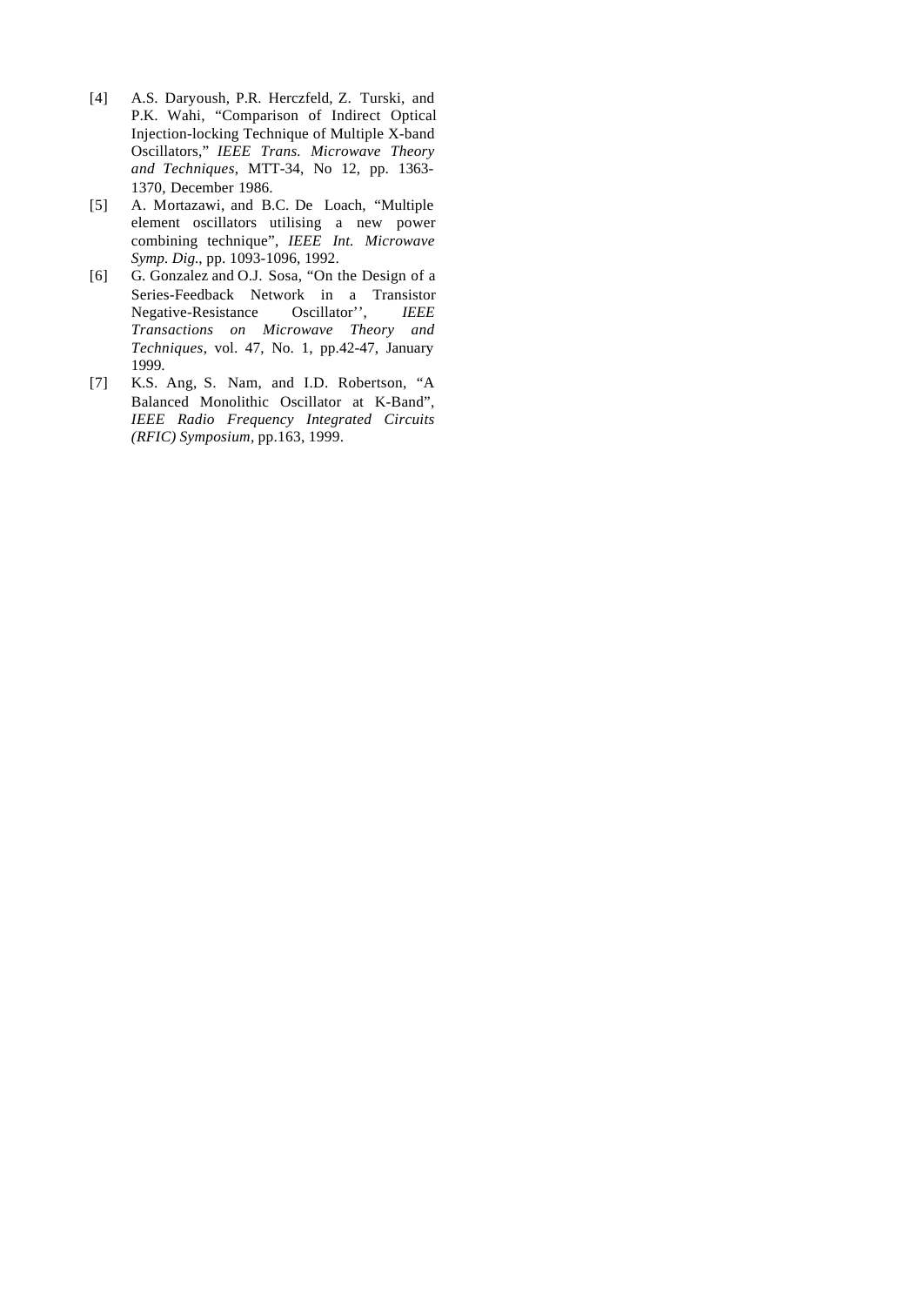[4] A.S. Daryoush, P.R. Herczfeld, Z. Turski, and P.K. Wahi, “Comparison of Indirect Optical Injection-locking Technique of Multiple X-band Oscillators,” *IEEE Trans. Microwave Theory and Techniques*, MTT-34, No 12, pp. 1363-1370, December 1986.

[5] A. Mortazawi, and B.C. De Loach, “Multiple element oscillators utilising a new power combining technique”, *IEEE Int. Microwave Symp. Dig.*, pp. 1093-1096, 1992.

[6] G. Gonzalez and O.J. Sosa, “On the Design of a Series-Feedback Network in a Transistor Negative-Resistance Oscillator’’, *IEEE Transactions on Microwave Theory and Techniques*, vol. 47, No. 1, pp.42-47, January 1999.

[7] K.S. Ang, S. Nam, and I.D. Robertson, “A Balanced Monolithic Oscillator at K-Band”, *IEEE Radio Frequency Integrated Circuits (RFIC) Symposium*, pp.163, 1999.